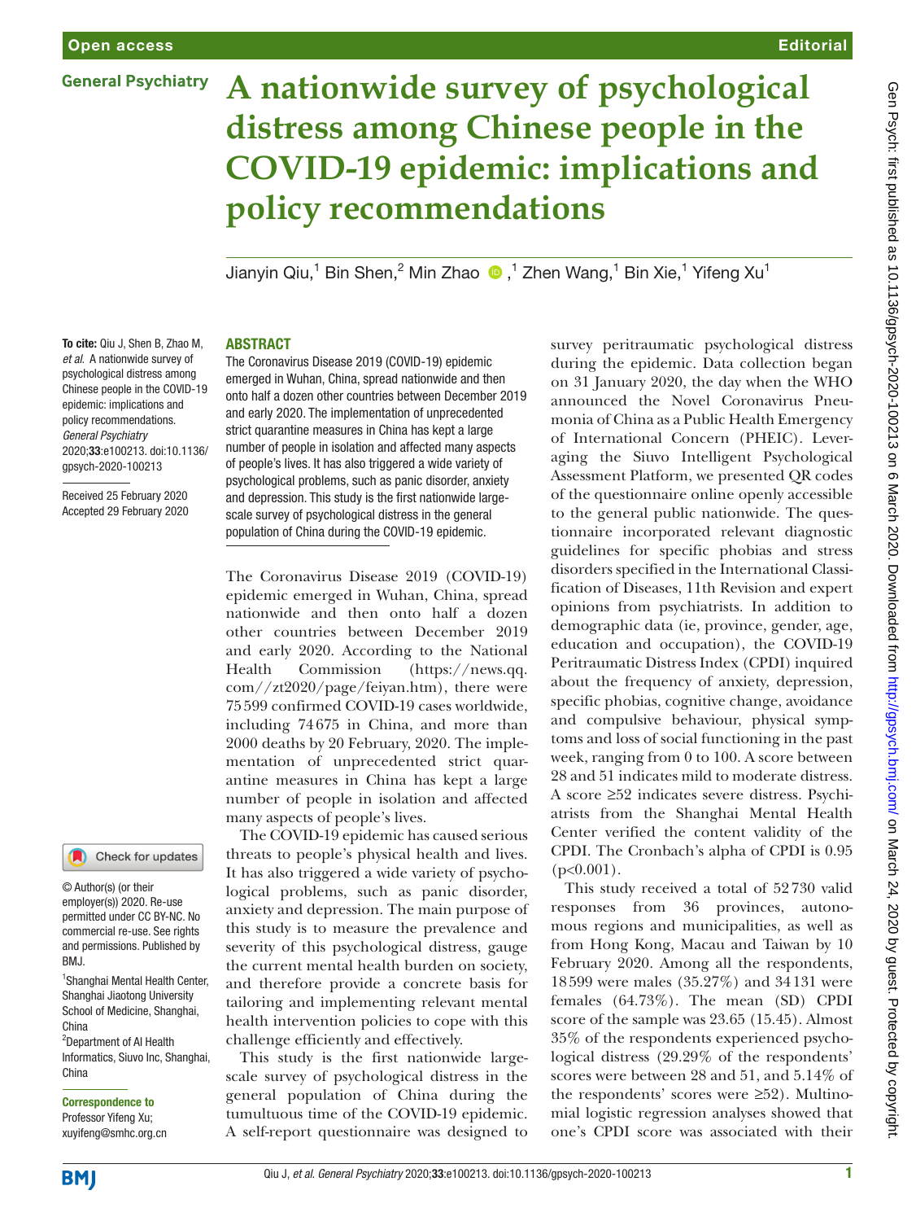# A nationwide survey of psychological distress among Chinese people in the COVID-19 epidemic: implications and policy recommendations

Jianyin Qiu,[1] Bin Shen,[2] Min Zhao,[1] Zhen Wang,[1] Bin Xie,[1] Yifeng Xu[1]

**To cite:** Qiu J, Shen B, Zhao M, *et al*. A nationwide survey of psychological distress among Chinese people in the COVID-19 epidemic: implications and policy recommendations. *General Psychiatry* 2020;**33**:e100213. doi:10.1136/gpsych-2020-100213

Received 25 February 2020
Accepted 29 February 2020

© Author(s) (or their employer(s)) 2020. Re-use permitted under CC BY-NC. No commercial re-use. See rights and permissions. Published by BMJ.

[1]Shanghai Mental Health Center, Shanghai Jiaotong University School of Medicine, Shanghai, China
[2]Department of AI Health Informatics, Siuvo Inc, Shanghai, China

**Correspondence to**
Professor Yifeng Xu; xuyifeng@smhc.org.cn

## ABSTRACT

The Coronavirus Disease 2019 (COVID-19) epidemic emerged in Wuhan, China, spread nationwide and then onto half a dozen other countries between December 2019 and early 2020. The implementation of unprecedented strict quarantine measures in China has kept a large number of people in isolation and affected many aspects of people's lives. It has also triggered a wide variety of psychological problems, such as panic disorder, anxiety and depression. This study is the first nationwide large-scale survey of psychological distress in the general population of China during the COVID-19 epidemic.

The Coronavirus Disease 2019 (COVID-19) epidemic emerged in Wuhan, China, spread nationwide and then onto half a dozen other countries between December 2019 and early 2020. According to the National Health Commission (https://news.qq.com//zt2020/page/feiyan.htm), there were 75 599 confirmed COVID-19 cases worldwide, including 74 675 in China, and more than 2000 deaths by 20 February, 2020. The implementation of unprecedented strict quarantine measures in China has kept a large number of people in isolation and affected many aspects of people's lives.

The COVID-19 epidemic has caused serious threats to people's physical health and lives. It has also triggered a wide variety of psychological problems, such as panic disorder, anxiety and depression. The main purpose of this study is to measure the prevalence and severity of this psychological distress, gauge the current mental health burden on society, and therefore provide a concrete basis for tailoring and implementing relevant mental health intervention policies to cope with this challenge efficiently and effectively.

This study is the first nationwide large-scale survey of psychological distress in the general population of China during the tumultuous time of the COVID-19 epidemic. A self-report questionnaire was designed to survey peritraumatic psychological distress during the epidemic. Data collection began on 31 January 2020, the day when the WHO announced the Novel Coronavirus Pneumonia of China as a Public Health Emergency of International Concern (PHEIC). Leveraging the Siuvo Intelligent Psychological Assessment Platform, we presented QR codes of the questionnaire online openly accessible to the general public nationwide. The questionnaire incorporated relevant diagnostic guidelines for specific phobias and stress disorders specified in the International Classification of Diseases, 11th Revision and expert opinions from psychiatrists. In addition to demographic data (ie, province, gender, age, education and occupation), the COVID-19 Peritraumatic Distress Index (CPDI) inquired about the frequency of anxiety, depression, specific phobias, cognitive change, avoidance and compulsive behaviour, physical symptoms and loss of social functioning in the past week, ranging from 0 to 100. A score between 28 and 51 indicates mild to moderate distress. A score ≥52 indicates severe distress. Psychiatrists from the Shanghai Mental Health Center verified the content validity of the CPDI. The Cronbach's alpha of CPDI is 0.95 ($p<0.001$).

This study received a total of 52 730 valid responses from 36 provinces, autonomous regions and municipalities, as well as from Hong Kong, Macau and Taiwan by 10 February 2020. Among all the respondents, 18 599 were males (35.27%) and 34 131 were females (64.73%). The mean (SD) CPDI score of the sample was 23.65 (15.45). Almost 35% of the respondents experienced psychological distress (29.29% of the respondents' scores were between 28 and 51, and 5.14% of the respondents' scores were ≥52). Multinomial logistic regression analyses showed that one's CPDI score was associated with their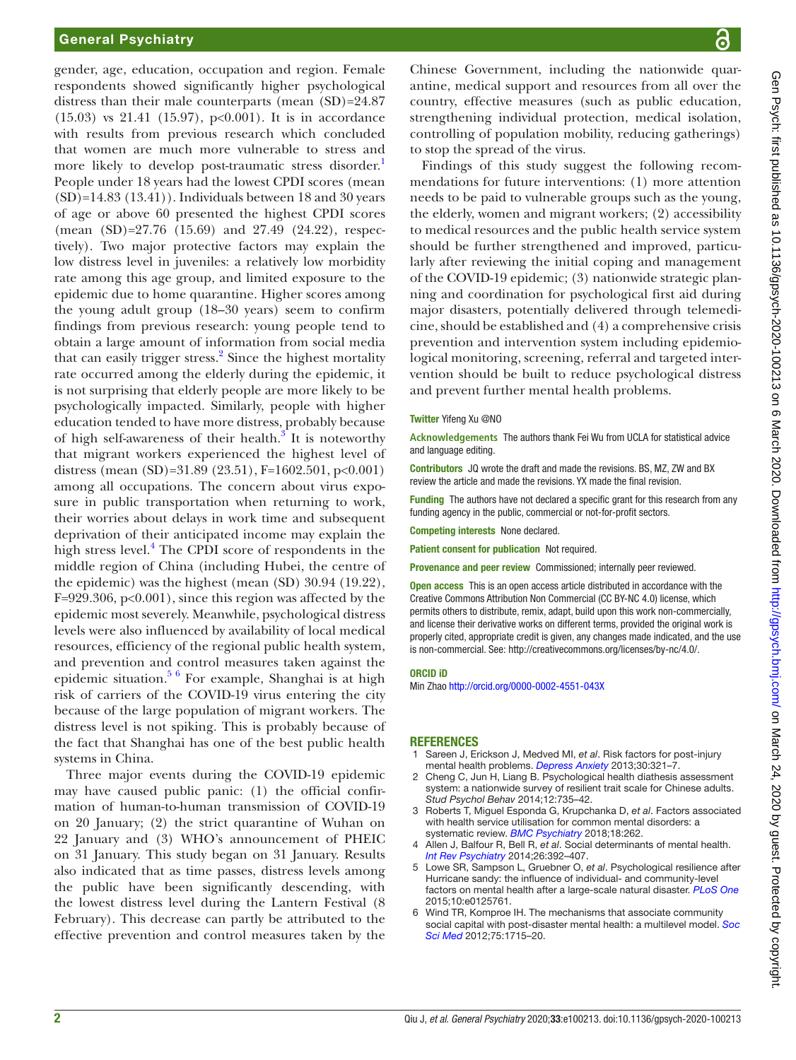gender, age, education, occupation and region. Female respondents showed significantly higher psychological distress than their male counterparts (mean (SD)=24.87 (15.03) vs 21.41 (15.97), $p<0.001$). It is in accordance with results from previous research which concluded that women are much more vulnerable to stress and more likely to develop post-traumatic stress disorder.[1] People under 18 years had the lowest CPDI scores (mean (SD)=14.83 (13.41)). Individuals between 18 and 30 years of age or above 60 presented the highest CPDI scores (mean (SD)=27.76 (15.69) and 27.49 (24.22), respectively). Two major protective factors may explain the low distress level in juveniles: a relatively low morbidity rate among this age group, and limited exposure to the epidemic due to home quarantine. Higher scores among the young adult group (18–30 years) seem to confirm findings from previous research: young people tend to obtain a large amount of information from social media that can easily trigger stress.[2] Since the highest mortality rate occurred among the elderly during the epidemic, it is not surprising that elderly people are more likely to be psychologically impacted. Similarly, people with higher education tended to have more distress, probably because of high self-awareness of their health.[3] It is noteworthy that migrant workers experienced the highest level of distress (mean (SD)=31.89 (23.51), $F=1602.501$, $p<0.001$) among all occupations. The concern about virus exposure in public transportation when returning to work, their worries about delays in work time and subsequent deprivation of their anticipated income may explain the high stress level.[4] The CPDI score of respondents in the middle region of China (including Hubei, the centre of the epidemic) was the highest (mean (SD) 30.94 (19.22), $F=929.306$, $p<0.001$), since this region was affected by the epidemic most severely. Meanwhile, psychological distress levels were also influenced by availability of local medical resources, efficiency of the regional public health system, and prevention and control measures taken against the epidemic situation.[5,6] For example, Shanghai is at high risk of carriers of the COVID-19 virus entering the city because of the large population of migrant workers. The distress level is not spiking. This is probably because of the fact that Shanghai has one of the best public health systems in China.

Three major events during the COVID-19 epidemic may have caused public panic: (1) the official confirmation of human-to-human transmission of COVID-19 on 20 January; (2) the strict quarantine of Wuhan on 22 January and (3) WHO's announcement of PHEIC on 31 January. This study began on 31 January. Results also indicated that as time passes, distress levels among the public have been significantly descending, with the lowest distress level during the Lantern Festival (8 February). This decrease can partly be attributed to the effective prevention and control measures taken by the Chinese Government, including the nationwide quarantine, medical support and resources from all over the country, effective measures (such as public education, strengthening individual protection, medical isolation, controlling of population mobility, reducing gatherings) to stop the spread of the virus.

Findings of this study suggest the following recommendations for future interventions: (1) more attention needs to be paid to vulnerable groups such as the young, the elderly, women and migrant workers; (2) accessibility to medical resources and the public health service system should be further strengthened and improved, particularly after reviewing the initial coping and management of the COVID-19 epidemic; (3) nationwide strategic planning and coordination for psychological first aid during major disasters, potentially delivered through telemedicine, should be established and (4) a comprehensive crisis prevention and intervention system including epidemiological monitoring, screening, referral and targeted intervention should be built to reduce psychological distress and prevent further mental health problems.

**Twitter** Yifeng Xu @NO

**Acknowledgements** The authors thank Fei Wu from UCLA for statistical advice and language editing.

**Contributors** JQ wrote the draft and made the revisions. BS, MZ, ZW and BX review the article and made the revisions. YX made the final revision.

**Funding** The authors have not declared a specific grant for this research from any funding agency in the public, commercial or not-for-profit sectors.

**Competing interests** None declared.

**Patient consent for publication** Not required.

**Provenance and peer review** Commissioned; internally peer reviewed.

**Open access** This is an open access article distributed in accordance with the Creative Commons Attribution Non Commercial (CC BY-NC 4.0) license, which permits others to distribute, remix, adapt, build upon this work non-commercially, and license their derivative works on different terms, provided the original work is properly cited, appropriate credit is given, any changes made indicated, and the use is non-commercial. See: http://creativecommons.org/licenses/by-nc/4.0/.

**ORCID iD**

Min Zhao http://orcid.org/0000-0002-4551-043X

## REFERENCES

1. Sareen J, Erickson J, Medved MI, *et al*. Risk factors for post-injury mental health problems. *Depress Anxiety* 2013;30:321–7.
2. Cheng C, Jun H, Liang B. Psychological health diathesis assessment system: a nationwide survey of resilient trait scale for Chinese adults. *Stud Psychol Behav* 2014;12:735–42.
3. Roberts T, Miguel Esponda G, Krupchanka D, *et al*. Factors associated with health service utilisation for common mental disorders: a systematic review. *BMC Psychiatry* 2018;18:262.
4. Allen J, Balfour R, Bell R, *et al*. Social determinants of mental health. *Int Rev Psychiatry* 2014;26:392–407.
5. Lowe SR, Sampson L, Gruebner O, *et al*. Psychological resilience after Hurricane sandy: the influence of individual- and community-level factors on mental health after a large-scale natural disaster. *PLoS One* 2015;10:e0125761.
6. Wind TR, Komproe IH. The mechanisms that associate community social capital with post-disaster mental health: a multilevel model. *Soc Sci Med* 2012;75:1715–20.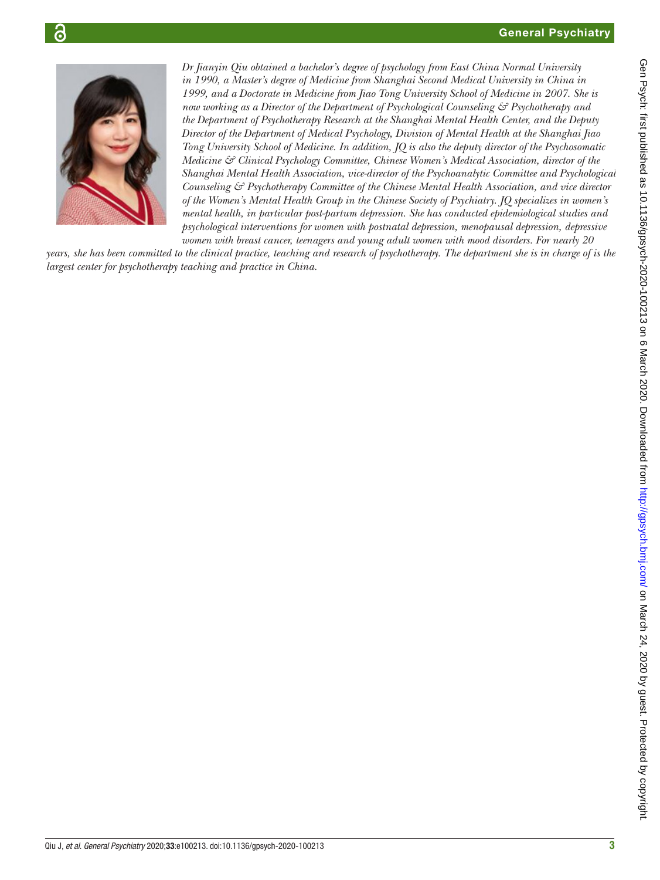*Dr Jianyin Qiu obtained a bachelor's degree of psychology from East China Normal University in 1990, a Master's degree of Medicine from Shanghai Second Medical University in China in 1999, and a Doctorate in Medicine from Jiao Tong University School of Medicine in 2007. She is now working as a Director of the Department of Psychological Counseling & Psychotherapy and the Department of Psychotherapy Research at the Shanghai Mental Health Center, and the Deputy Director of the Department of Medical Psychology, Division of Mental Health at the Shanghai Jiao Tong University School of Medicine. In addition, JQ is also the deputy director of the Psychosomatic Medicine & Clinical Psychology Committee, Chinese Women's Medical Association, director of the Shanghai Mental Health Association, vice-director of the Psychoanalytic Committee and Psychological Counseling & Psychotherapy Committee of the Chinese Mental Health Association, and vice director of the Women's Mental Health Group in the Chinese Society of Psychiatry. JQ specializes in women's mental health, in particular post-partum depression. She has conducted epidemiological studies and psychological interventions for women with postnatal depression, menopausal depression, depressive women with breast cancer, teenagers and young adult women with mood disorders. For nearly 20 years, she has been committed to the clinical practice, teaching and research of psychotherapy. The department she is in charge of is the largest center for psychotherapy teaching and practice in China.*